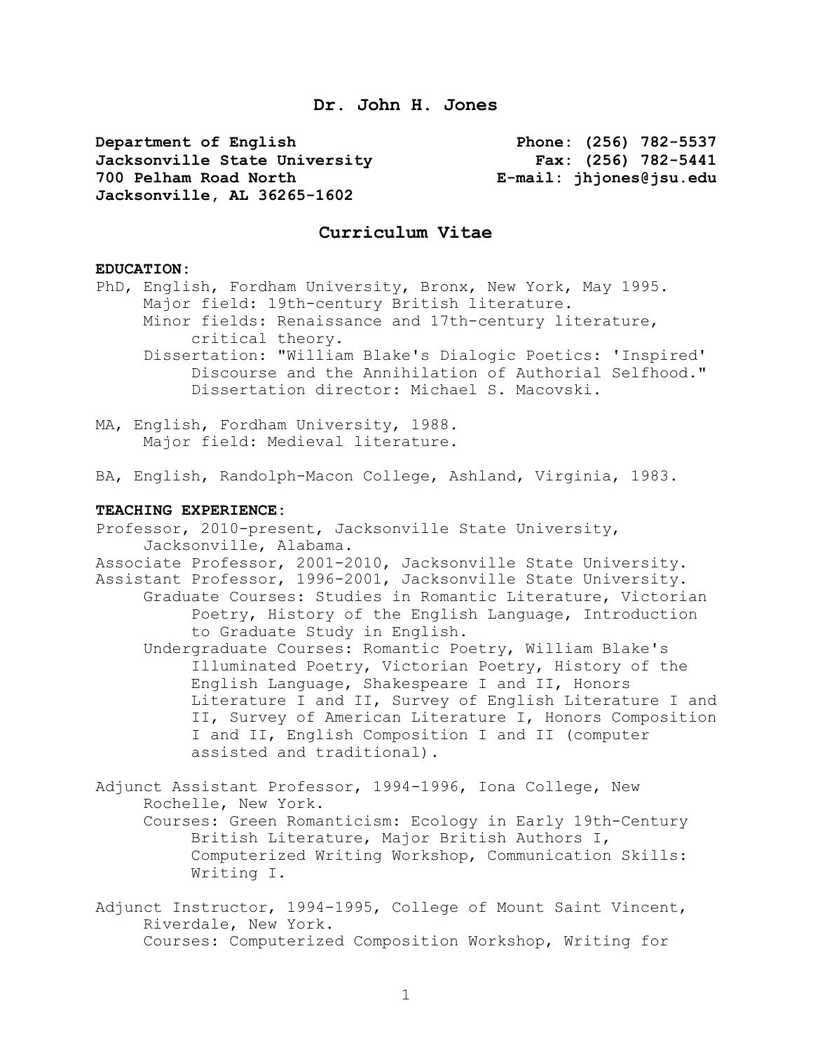# Dr. John H. Jones

**Department of English**
**Jacksonville State University**
**700 Pelham Road North**
**Jacksonville, AL 36265-1602**

**Phone: (256) 782-5537**
**Fax: (256) 782-5441**
**E-mail: jhjones@jsu.edu**

## Curriculum Vitae

**EDUCATION:**

PhD, English, Fordham University, Bronx, New York, May 1995.
Major field: 19th-century British literature.
Minor fields: Renaissance and 17th-century literature, critical theory.
Dissertation: "William Blake's Dialogic Poetics: 'Inspired' Discourse and the Annihilation of Authorial Selfhood." Dissertation director: Michael S. Macovski.

MA, English, Fordham University, 1988.
Major field: Medieval literature.

BA, English, Randolph-Macon College, Ashland, Virginia, 1983.

**TEACHING EXPERIENCE:**

Professor, 2010-present, Jacksonville State University, Jacksonville, Alabama.
Associate Professor, 2001-2010, Jacksonville State University.
Assistant Professor, 1996-2001, Jacksonville State University.
Graduate Courses: Studies in Romantic Literature, Victorian Poetry, History of the English Language, Introduction to Graduate Study in English.
Undergraduate Courses: Romantic Poetry, William Blake's Illuminated Poetry, Victorian Poetry, History of the English Language, Shakespeare I and II, Honors Literature I and II, Survey of English Literature I and II, Survey of American Literature I, Honors Composition I and II, English Composition I and II (computer assisted and traditional).

Adjunct Assistant Professor, 1994-1996, Iona College, New Rochelle, New York.
Courses: Green Romanticism: Ecology in Early 19th-Century British Literature, Major British Authors I, Computerized Writing Workshop, Communication Skills: Writing I.

Adjunct Instructor, 1994-1995, College of Mount Saint Vincent, Riverdale, New York.
Courses: Computerized Composition Workshop, Writing for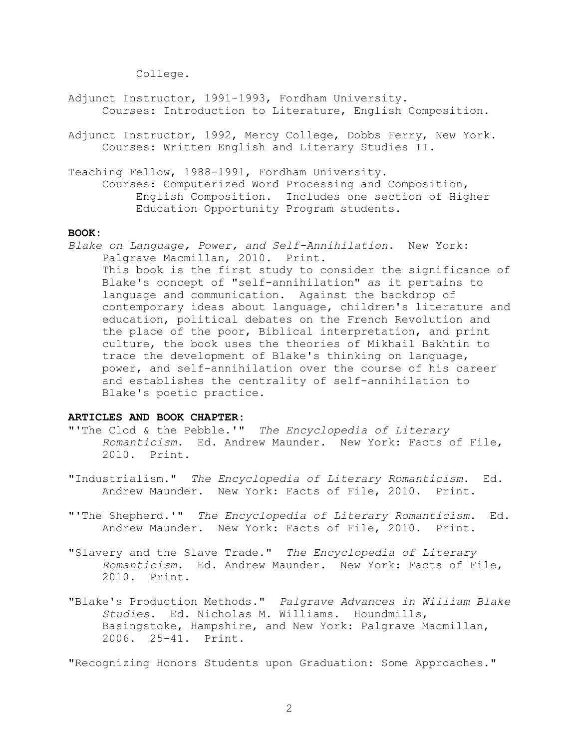College.

Adjunct Instructor, 1991-1993, Fordham University.
Courses: Introduction to Literature, English Composition.

Adjunct Instructor, 1992, Mercy College, Dobbs Ferry, New York.
Courses: Written English and Literary Studies II.

Teaching Fellow, 1988-1991, Fordham University.
Courses: Computerized Word Processing and Composition, English Composition. Includes one section of Higher Education Opportunity Program students.

**BOOK:**

*Blake on Language, Power, and Self-Annihilation*. New York: Palgrave Macmillan, 2010. Print.
This book is the first study to consider the significance of Blake's concept of "self-annihilation" as it pertains to language and communication. Against the backdrop of contemporary ideas about language, children's literature and education, political debates on the French Revolution and the place of the poor, Biblical interpretation, and print culture, the book uses the theories of Mikhail Bakhtin to trace the development of Blake's thinking on language, power, and self-annihilation over the course of his career and establishes the centrality of self-annihilation to Blake's poetic practice.

**ARTICLES AND BOOK CHAPTER:**

"'The Clod & the Pebble.'" *The Encyclopedia of Literary Romanticism*. Ed. Andrew Maunder. New York: Facts of File, 2010. Print.

"Industrialism." *The Encyclopedia of Literary Romanticism*. Ed. Andrew Maunder. New York: Facts of File, 2010. Print.

"'The Shepherd.'" *The Encyclopedia of Literary Romanticism*. Ed. Andrew Maunder. New York: Facts of File, 2010. Print.

"Slavery and the Slave Trade." *The Encyclopedia of Literary Romanticism*. Ed. Andrew Maunder. New York: Facts of File, 2010. Print.

"Blake's Production Methods." *Palgrave Advances in William Blake Studies*. Ed. Nicholas M. Williams. Houndmills, Basingstoke, Hampshire, and New York: Palgrave Macmillan, 2006. 25-41. Print.

"Recognizing Honors Students upon Graduation: Some Approaches."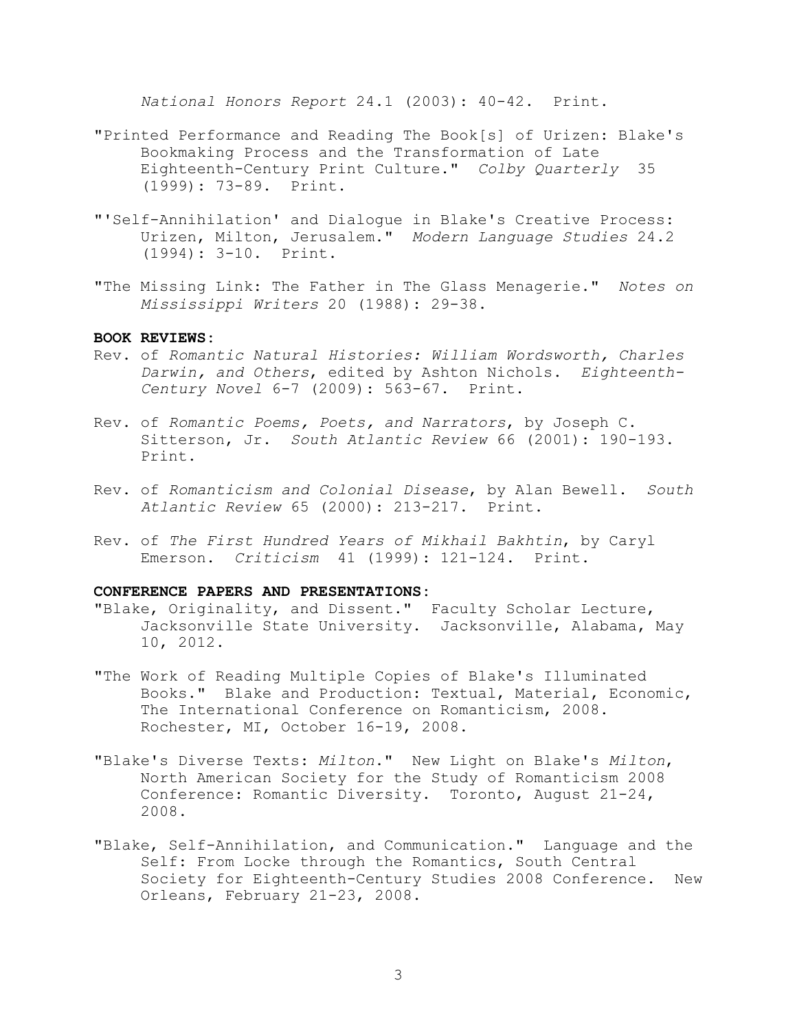*National Honors Report* 24.1 (2003): 40-42. Print.

"Printed Performance and Reading The Book[s] of Urizen: Blake's Bookmaking Process and the Transformation of Late Eighteenth-Century Print Culture." *Colby Quarterly* 35 (1999): 73-89. Print.

"'Self-Annihilation' and Dialogue in Blake's Creative Process: Urizen, Milton, Jerusalem." *Modern Language Studies* 24.2 (1994): 3-10. Print.

"The Missing Link: The Father in The Glass Menagerie." *Notes on Mississippi Writers* 20 (1988): 29-38.

**BOOK REVIEWS:**

Rev. of *Romantic Natural Histories: William Wordsworth, Charles Darwin, and Others*, edited by Ashton Nichols. *Eighteenth-Century Novel* 6-7 (2009): 563-67. Print.

Rev. of *Romantic Poems, Poets, and Narrators*, by Joseph C. Sitterson, Jr. *South Atlantic Review* 66 (2001): 190-193. Print.

Rev. of *Romanticism and Colonial Disease*, by Alan Bewell. *South Atlantic Review* 65 (2000): 213-217. Print.

Rev. of *The First Hundred Years of Mikhail Bakhtin*, by Caryl Emerson. *Criticism* 41 (1999): 121-124. Print.

**CONFERENCE PAPERS AND PRESENTATIONS:**

"Blake, Originality, and Dissent." Faculty Scholar Lecture, Jacksonville State University. Jacksonville, Alabama, May 10, 2012.

"The Work of Reading Multiple Copies of Blake's Illuminated Books." Blake and Production: Textual, Material, Economic, The International Conference on Romanticism, 2008. Rochester, MI, October 16-19, 2008.

"Blake's Diverse Texts: *Milton*." New Light on Blake's *Milton*, North American Society for the Study of Romanticism 2008 Conference: Romantic Diversity. Toronto, August 21-24, 2008.

"Blake, Self-Annihilation, and Communication." Language and the Self: From Locke through the Romantics, South Central Society for Eighteenth-Century Studies 2008 Conference. New Orleans, February 21-23, 2008.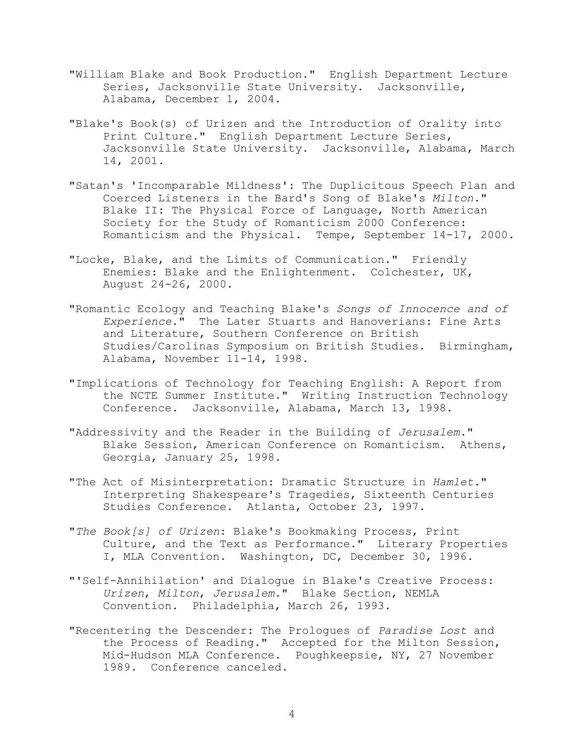"William Blake and Book Production." English Department Lecture Series, Jacksonville State University. Jacksonville, Alabama, December 1, 2004.

"Blake's Book(s) of Urizen and the Introduction of Orality into Print Culture." English Department Lecture Series, Jacksonville State University. Jacksonville, Alabama, March 14, 2001.

"Satan's 'Incomparable Mildness': The Duplicitous Speech Plan and Coerced Listeners in the Bard's Song of Blake's *Milton*." Blake II: The Physical Force of Language, North American Society for the Study of Romanticism 2000 Conference: Romanticism and the Physical. Tempe, September 14-17, 2000.

"Locke, Blake, and the Limits of Communication." Friendly Enemies: Blake and the Enlightenment. Colchester, UK, August 24-26, 2000.

"Romantic Ecology and Teaching Blake's *Songs of Innocence and of Experience*." The Later Stuarts and Hanoverians: Fine Arts and Literature, Southern Conference on British Studies/Carolinas Symposium on British Studies. Birmingham, Alabama, November 11-14, 1998.

"Implications of Technology for Teaching English: A Report from the NCTE Summer Institute." Writing Instruction Technology Conference. Jacksonville, Alabama, March 13, 1998.

"Addressivity and the Reader in the Building of *Jerusalem*." Blake Session, American Conference on Romanticism. Athens, Georgia, January 25, 1998.

"The Act of Misinterpretation: Dramatic Structure in *Hamlet*." Interpreting Shakespeare's Tragedies, Sixteenth Centuries Studies Conference. Atlanta, October 23, 1997.

"*The Book[s] of Urizen*: Blake's Bookmaking Process, Print Culture, and the Text as Performance." Literary Properties I, MLA Convention. Washington, DC, December 30, 1996.

"'Self-Annihilation' and Dialogue in Blake's Creative Process: *Urizen*, *Milton*, *Jerusalem*." Blake Section, NEMLA Convention. Philadelphia, March 26, 1993.

"Recentering the Descender: The Prologues of *Paradise Lost* and the Process of Reading." Accepted for the Milton Session, Mid-Hudson MLA Conference. Poughkeepsie, NY, 27 November 1989. Conference canceled.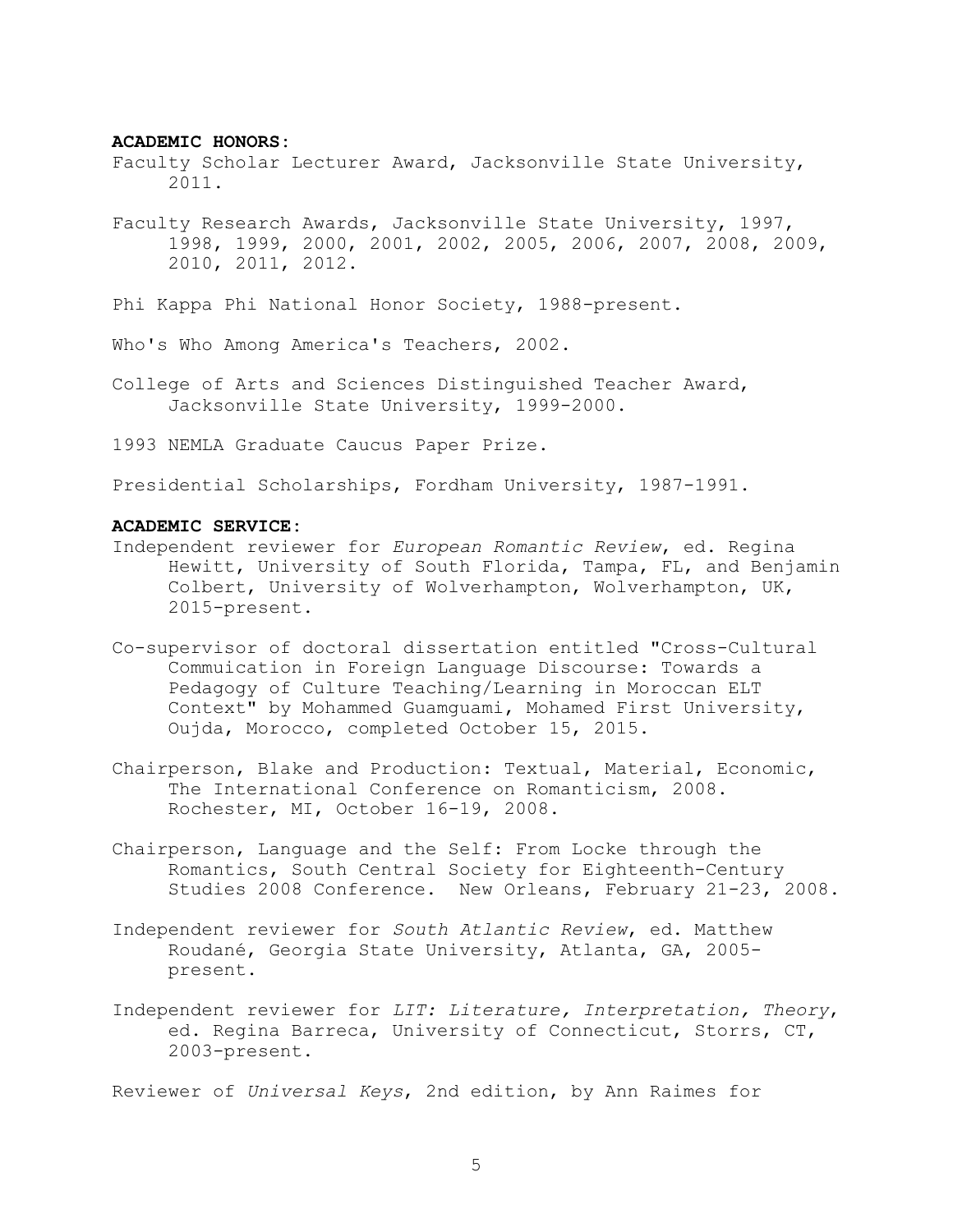**ACADEMIC HONORS:**

Faculty Scholar Lecturer Award, Jacksonville State University, 2011.

Faculty Research Awards, Jacksonville State University, 1997, 1998, 1999, 2000, 2001, 2002, 2005, 2006, 2007, 2008, 2009, 2010, 2011, 2012.

Phi Kappa Phi National Honor Society, 1988-present.

Who's Who Among America's Teachers, 2002.

College of Arts and Sciences Distinguished Teacher Award, Jacksonville State University, 1999-2000.

1993 NEMLA Graduate Caucus Paper Prize.

Presidential Scholarships, Fordham University, 1987-1991.

**ACADEMIC SERVICE:**

Independent reviewer for *European Romantic Review*, ed. Regina Hewitt, University of South Florida, Tampa, FL, and Benjamin Colbert, University of Wolverhampton, Wolverhampton, UK, 2015-present.

Co-supervisor of doctoral dissertation entitled "Cross-Cultural Commuication in Foreign Language Discourse: Towards a Pedagogy of Culture Teaching/Learning in Moroccan ELT Context" by Mohammed Guamguami, Mohamed First University, Oujda, Morocco, completed October 15, 2015.

Chairperson, Blake and Production: Textual, Material, Economic, The International Conference on Romanticism, 2008. Rochester, MI, October 16-19, 2008.

Chairperson, Language and the Self: From Locke through the Romantics, South Central Society for Eighteenth-Century Studies 2008 Conference. New Orleans, February 21-23, 2008.

Independent reviewer for *South Atlantic Review*, ed. Matthew Roudané, Georgia State University, Atlanta, GA, 2005-present.

Independent reviewer for *LIT: Literature, Interpretation, Theory*, ed. Regina Barreca, University of Connecticut, Storrs, CT, 2003-present.

Reviewer of *Universal Keys*, 2nd edition, by Ann Raimes for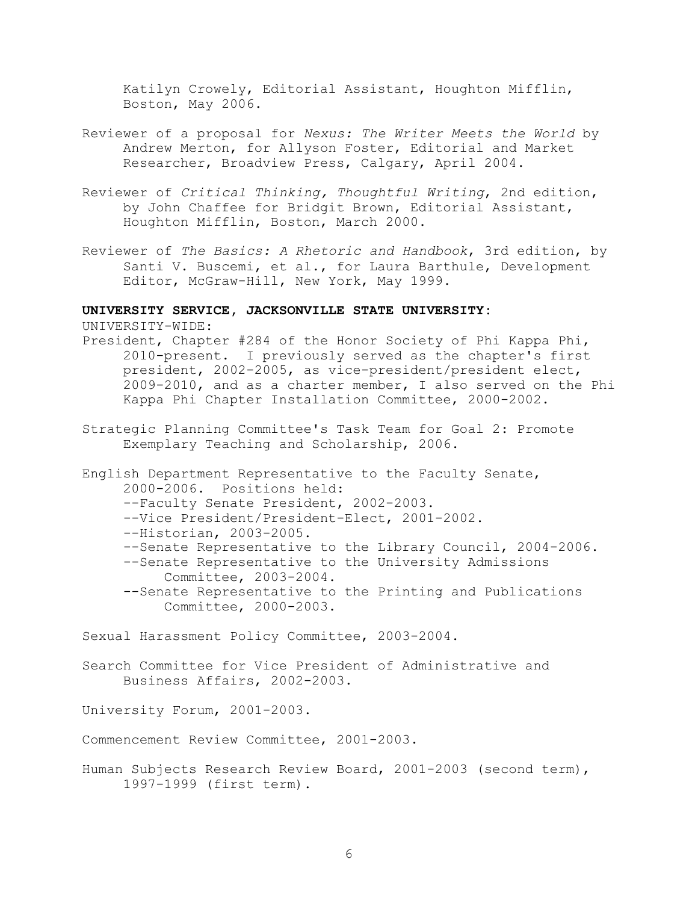Katilyn Crowely, Editorial Assistant, Houghton Mifflin, Boston, May 2006.

Reviewer of a proposal for *Nexus: The Writer Meets the World* by Andrew Merton, for Allyson Foster, Editorial and Market Researcher, Broadview Press, Calgary, April 2004.

Reviewer of *Critical Thinking, Thoughtful Writing*, 2nd edition, by John Chaffee for Bridgit Brown, Editorial Assistant, Houghton Mifflin, Boston, March 2000.

Reviewer of *The Basics: A Rhetoric and Handbook*, 3rd edition, by Santi V. Buscemi, et al., for Laura Barthule, Development Editor, McGraw-Hill, New York, May 1999.

**UNIVERSITY SERVICE, JACKSONVILLE STATE UNIVERSITY:**

UNIVERSITY-WIDE:

President, Chapter #284 of the Honor Society of Phi Kappa Phi, 2010-present. I previously served as the chapter's first president, 2002-2005, as vice-president/president elect, 2009-2010, and as a charter member, I also served on the Phi Kappa Phi Chapter Installation Committee, 2000-2002.

Strategic Planning Committee's Task Team for Goal 2: Promote Exemplary Teaching and Scholarship, 2006.

English Department Representative to the Faculty Senate, 2000-2006. Positions held:
- --Faculty Senate President, 2002-2003.
- --Vice President/President-Elect, 2001-2002.
- --Historian, 2003-2005.
- --Senate Representative to the Library Council, 2004-2006.
- --Senate Representative to the University Admissions Committee, 2003-2004.
- --Senate Representative to the Printing and Publications Committee, 2000-2003.

Sexual Harassment Policy Committee, 2003-2004.

Search Committee for Vice President of Administrative and Business Affairs, 2002-2003.

University Forum, 2001-2003.

Commencement Review Committee, 2001-2003.

Human Subjects Research Review Board, 2001-2003 (second term), 1997-1999 (first term).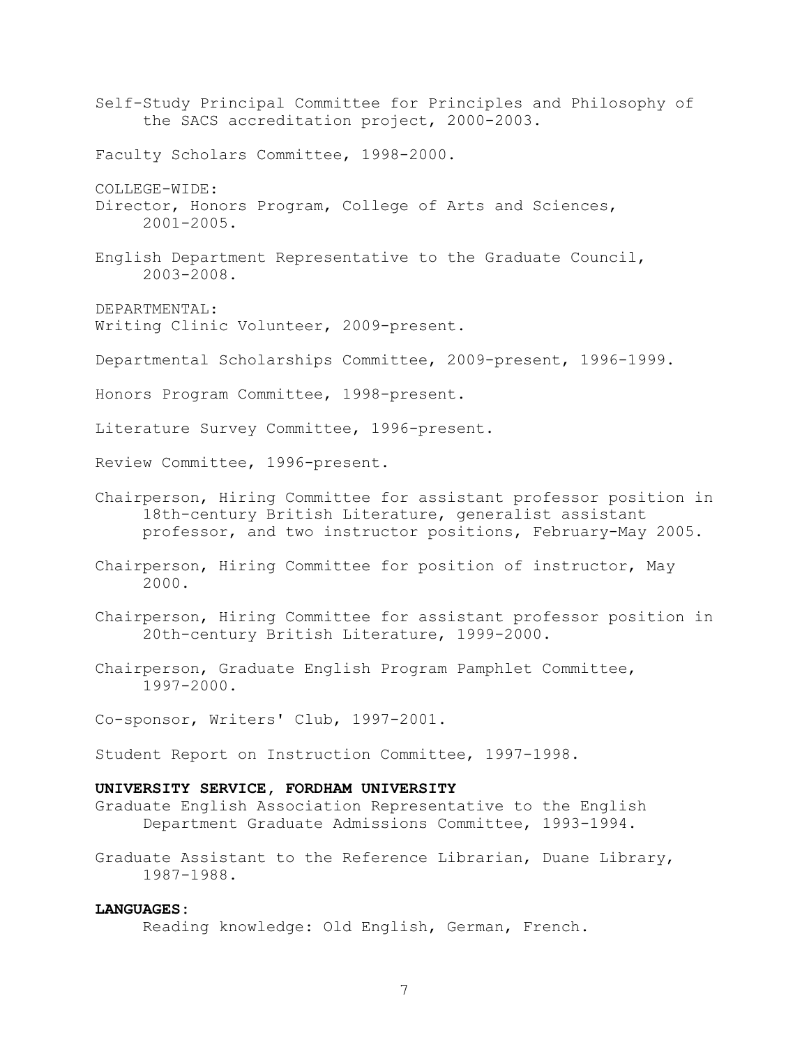Self-Study Principal Committee for Principles and Philosophy of the SACS accreditation project, 2000-2003.

Faculty Scholars Committee, 1998-2000.

COLLEGE-WIDE:

Director, Honors Program, College of Arts and Sciences, 2001-2005.

English Department Representative to the Graduate Council, 2003-2008.

DEPARTMENTAL:

Writing Clinic Volunteer, 2009-present.

Departmental Scholarships Committee, 2009-present, 1996-1999.

Honors Program Committee, 1998-present.

Literature Survey Committee, 1996-present.

Review Committee, 1996-present.

Chairperson, Hiring Committee for assistant professor position in 18th-century British Literature, generalist assistant professor, and two instructor positions, February-May 2005.

Chairperson, Hiring Committee for position of instructor, May 2000.

Chairperson, Hiring Committee for assistant professor position in 20th-century British Literature, 1999-2000.

Chairperson, Graduate English Program Pamphlet Committee, 1997-2000.

Co-sponsor, Writers' Club, 1997-2001.

Student Report on Instruction Committee, 1997-1998.

**UNIVERSITY SERVICE, FORDHAM UNIVERSITY**

Graduate English Association Representative to the English Department Graduate Admissions Committee, 1993-1994.

Graduate Assistant to the Reference Librarian, Duane Library, 1987-1988.

**LANGUAGES:**

Reading knowledge: Old English, German, French.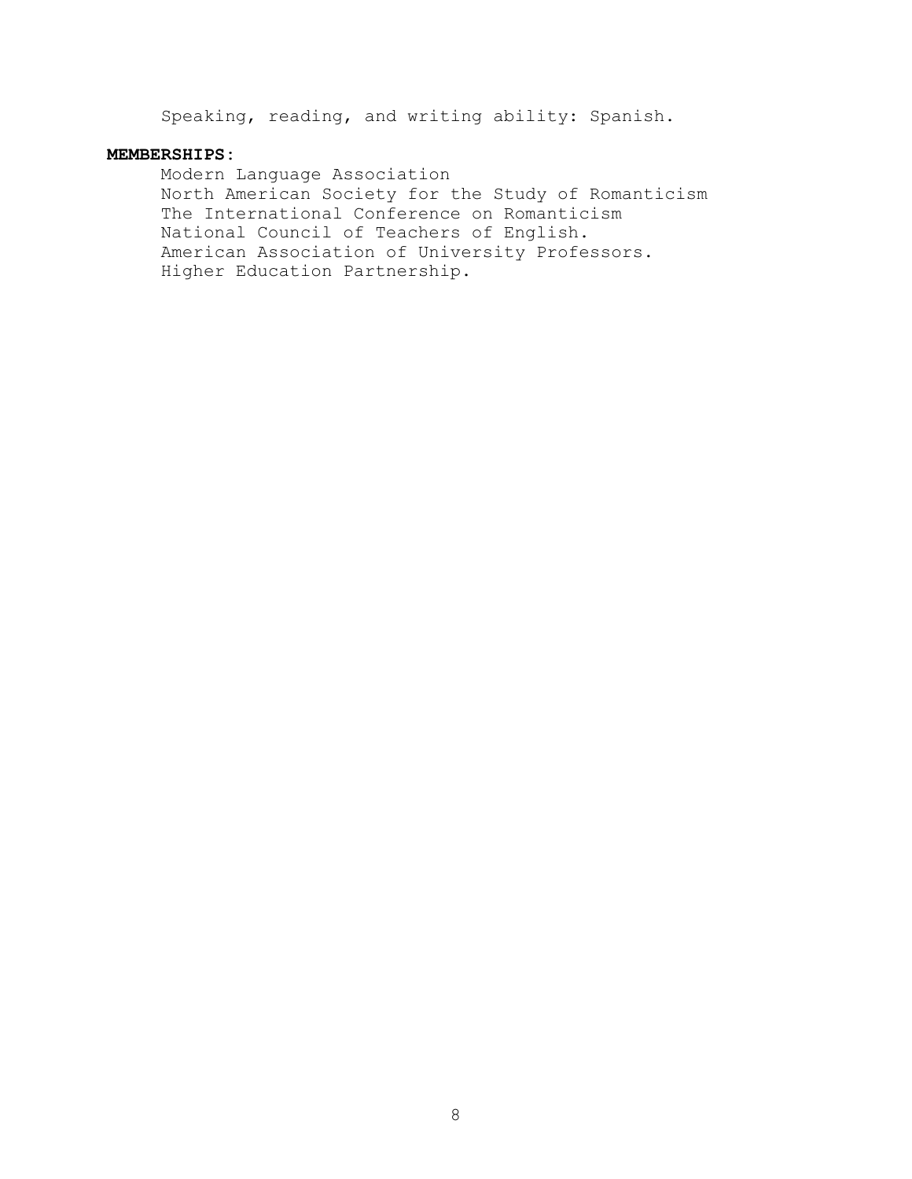Speaking, reading, and writing ability: Spanish.

**MEMBERSHIPS:**

Modern Language Association
North American Society for the Study of Romanticism
The International Conference on Romanticism
National Council of Teachers of English.
American Association of University Professors.
Higher Education Partnership.